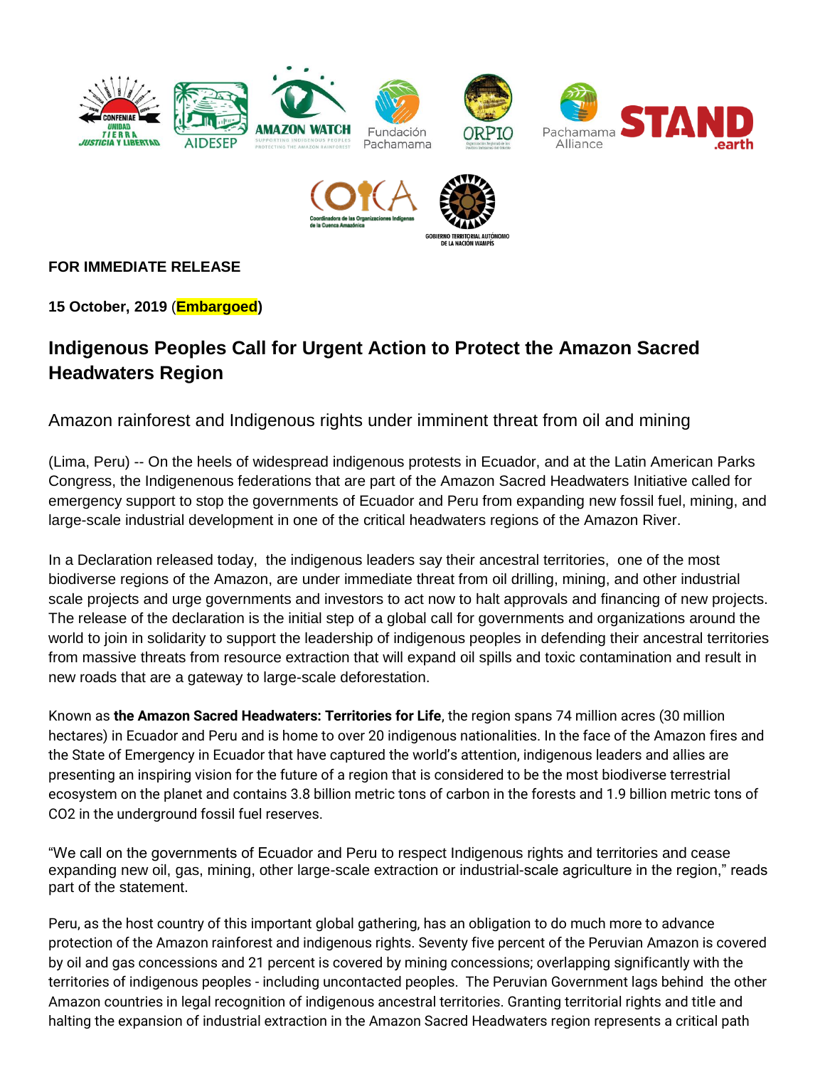**FOR IMMEDIATE RELEASE**

**15 October, 2019 (Embargoed)**

# Indigenous Peoples Call for Urgent Action to Protect the Amazon Sacred Headwaters Region

## Amazon rainforest and Indigenous rights under imminent threat from oil and mining

(Lima, Peru) -- On the heels of widespread indigenous protests in Ecuador, and at the Latin American Parks Congress, the Indigenenous federations that are part of the Amazon Sacred Headwaters Initiative called for emergency support to stop the governments of Ecuador and Peru from expanding new fossil fuel, mining, and large-scale industrial development in one of the critical headwaters regions of the Amazon River.

In a Declaration released today, the indigenous leaders say their ancestral territories, one of the most biodiverse regions of the Amazon, are under immediate threat from oil drilling, mining, and other industrial scale projects and urge governments and investors to act now to halt approvals and financing of new projects. The release of the declaration is the initial step of a global call for governments and organizations around the world to join in solidarity to support the leadership of indigenous peoples in defending their ancestral territories from massive threats from resource extraction that will expand oil spills and toxic contamination and result in new roads that are a gateway to large-scale deforestation.

Known as **the Amazon Sacred Headwaters: Territories for Life**, the region spans 74 million acres (30 million hectares) in Ecuador and Peru and is home to over 20 indigenous nationalities. In the face of the Amazon fires and the State of Emergency in Ecuador that have captured the world's attention, indigenous leaders and allies are presenting an inspiring vision for the future of a region that is considered to be the most biodiverse terrestrial ecosystem on the planet and contains 3.8 billion metric tons of carbon in the forests and 1.9 billion metric tons of $CO_2$ in the underground fossil fuel reserves.

"We call on the governments of Ecuador and Peru to respect Indigenous rights and territories and cease expanding new oil, gas, mining, other large-scale extraction or industrial-scale agriculture in the region," reads part of the statement.

Peru, as the host country of this important global gathering, has an obligation to do much more to advance protection of the Amazon rainforest and indigenous rights. Seventy five percent of the Peruvian Amazon is covered by oil and gas concessions and 21 percent is covered by mining concessions; overlapping significantly with the territories of indigenous peoples - including uncontacted peoples. The Peruvian Government lags behind the other Amazon countries in legal recognition of indigenous ancestral territories. Granting territorial rights and title and halting the expansion of industrial extraction in the Amazon Sacred Headwaters region represents a critical path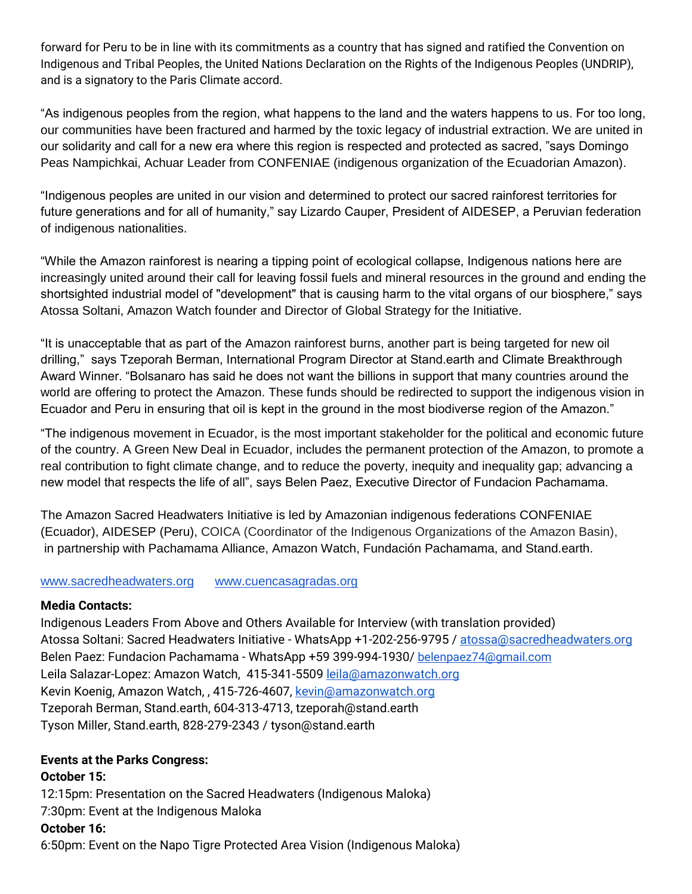forward for Peru to be in line with its commitments as a country that has signed and ratified the Convention on Indigenous and Tribal Peoples, the United Nations Declaration on the Rights of the Indigenous Peoples (UNDRIP), and is a signatory to the Paris Climate accord.

“As indigenous peoples from the region, what happens to the land and the waters happens to us. For too long, our communities have been fractured and harmed by the toxic legacy of industrial extraction. We are united in our solidarity and call for a new era where this region is respected and protected as sacred, ”says Domingo Peas Nampichkai, Achuar Leader from CONFENIAE (indigenous organization of the Ecuadorian Amazon).

“Indigenous peoples are united in our vision and determined to protect our sacred rainforest territories for future generations and for all of humanity,” say Lizardo Cauper, President of AIDESEP, a Peruvian federation of indigenous nationalities.

“While the Amazon rainforest is nearing a tipping point of ecological collapse, Indigenous nations here are increasingly united around their call for leaving fossil fuels and mineral resources in the ground and ending the shortsighted industrial model of "development" that is causing harm to the vital organs of our biosphere,” says Atossa Soltani, Amazon Watch founder and Director of Global Strategy for the Initiative.

“It is unacceptable that as part of the Amazon rainforest burns, another part is being targeted for new oil drilling,” says Tzeporah Berman, International Program Director at Stand.earth and Climate Breakthrough Award Winner. “Bolsanaro has said he does not want the billions in support that many countries around the world are offering to protect the Amazon. These funds should be redirected to support the indigenous vision in Ecuador and Peru in ensuring that oil is kept in the ground in the most biodiverse region of the Amazon.”

“The indigenous movement in Ecuador, is the most important stakeholder for the political and economic future of the country. A Green New Deal in Ecuador, includes the permanent protection of the Amazon, to promote a real contribution to fight climate change, and to reduce the poverty, inequity and inequality gap; advancing a new model that respects the life of all”, says Belen Paez, Executive Director of Fundacion Pachamama.

The Amazon Sacred Headwaters Initiative is led by Amazonian indigenous federations CONFENIAE (Ecuador), AIDESEP (Peru), COICA (Coordinator of the Indigenous Organizations of the Amazon Basin), in partnership with Pachamama Alliance, Amazon Watch, Fundación Pachamama, and Stand.earth.

www.sacredheadwaters.org www.cuencasagradas.org

**Media Contacts:**

Indigenous Leaders From Above and Others Available for Interview (with translation provided)
Atossa Soltani: Sacred Headwaters Initiative - WhatsApp +1-202-256-9795 / atossa@sacredheadwaters.org
Belen Paez: Fundacion Pachamama - WhatsApp +59 399-994-1930/ belenpaez74@gmail.com
Leila Salazar-Lopez: Amazon Watch, 415-341-5509 leila@amazonwatch.org
Kevin Koenig, Amazon Watch, , 415-726-4607, kevin@amazonwatch.org
Tzeporah Berman, Stand.earth, 604-313-4713, tzeporah@stand.earth
Tyson Miller, Stand.earth, 828-279-2343 / tyson@stand.earth

**Events at the Parks Congress:**

**October 15:**

12:15pm: Presentation on the Sacred Headwaters (Indigenous Maloka)
7:30pm: Event at the Indigenous Maloka

**October 16:**

6:50pm: Event on the Napo Tigre Protected Area Vision (Indigenous Maloka)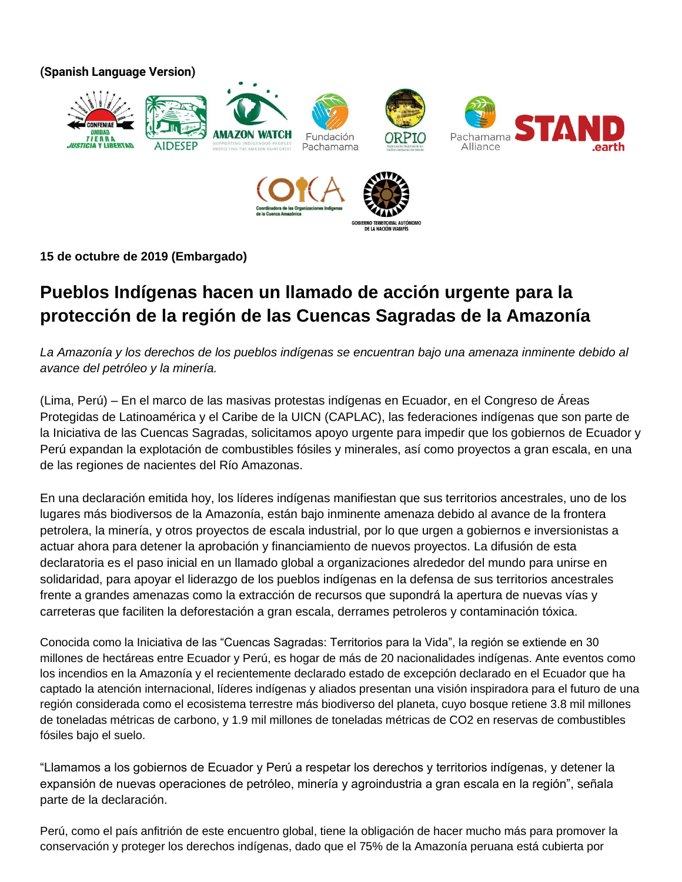**(Spanish Language Version)**

**15 de octubre de 2019 (Embargado)**

# Pueblos Indígenas hacen un llamado de acción urgente para la protección de la región de las Cuencas Sagradas de la Amazonía

*La Amazonía y los derechos de los pueblos indígenas se encuentran bajo una amenaza inminente debido al avance del petróleo y la minería.*

(Lima, Perú) – En el marco de las masivas protestas indígenas en Ecuador, en el Congreso de Áreas Protegidas de Latinoamérica y el Caribe de la UICN (CAPLAC), las federaciones indígenas que son parte de la Iniciativa de las Cuencas Sagradas, solicitamos apoyo urgente para impedir que los gobiernos de Ecuador y Perú expandan la explotación de combustibles fósiles y minerales, así como proyectos a gran escala, en una de las regiones de nacientes del Río Amazonas.

En una declaración emitida hoy, los líderes indígenas manifiestan que sus territorios ancestrales, uno de los lugares más biodiversos de la Amazonía, están bajo inminente amenaza debido al avance de la frontera petrolera, la minería, y otros proyectos de escala industrial, por lo que urgen a gobiernos e inversionistas a actuar ahora para detener la aprobación y financiamiento de nuevos proyectos. La difusión de esta declaratoria es el paso inicial en un llamado global a organizaciones alrededor del mundo para unirse en solidaridad, para apoyar el liderazgo de los pueblos indígenas en la defensa de sus territorios ancestrales frente a grandes amenazas como la extracción de recursos que supondrá la apertura de nuevas vías y carreteras que faciliten la deforestación a gran escala, derrames petroleros y contaminación tóxica.

Conocida como la Iniciativa de las "Cuencas Sagradas: Territorios para la Vida", la región se extiende en 30 millones de hectáreas entre Ecuador y Perú, es hogar de más de 20 nacionalidades indígenas. Ante eventos como los incendios en la Amazonía y el recientemente declarado estado de excepción declarado en el Ecuador que ha captado la atención internacional, líderes indígenas y aliados presentan una visión inspiradora para el futuro de una región considerada como el ecosistema terrestre más biodiverso del planeta, cuyo bosque retiene 3.8 mil millones de toneladas métricas de carbono, y 1.9 mil millones de toneladas métricas de $CO_2$ en reservas de combustibles fósiles bajo el suelo.

"Llamamos a los gobiernos de Ecuador y Perú a respetar los derechos y territorios indígenas, y detener la expansión de nuevas operaciones de petróleo, minería y agroindustria a gran escala en la región", señala parte de la declaración.

Perú, como el país anfitrión de este encuentro global, tiene la obligación de hacer mucho más para promover la conservación y proteger los derechos indígenas, dado que el 75% de la Amazonía peruana está cubierta por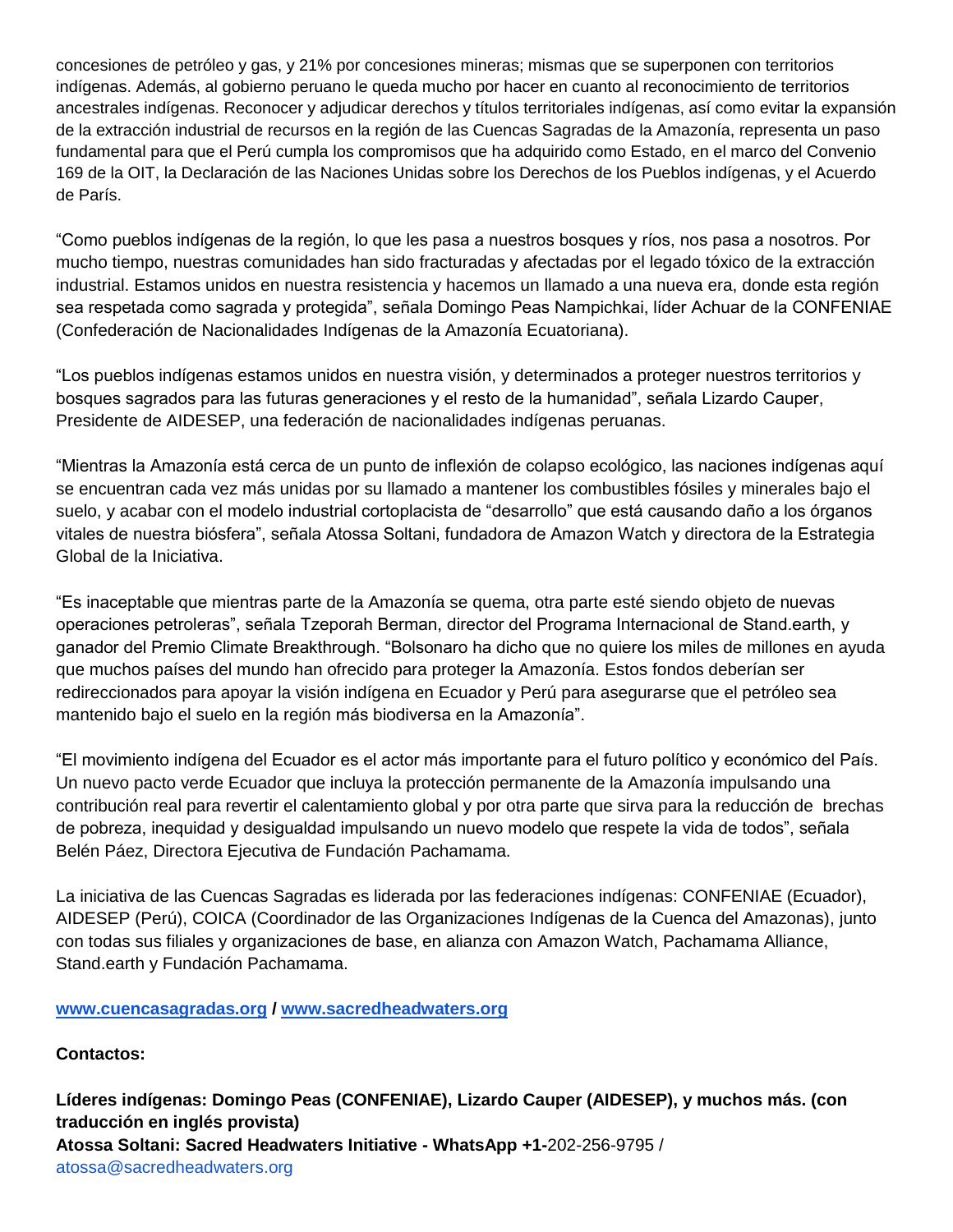concesiones de petróleo y gas, y 21% por concesiones mineras; mismas que se superponen con territorios indígenas. Además, al gobierno peruano le queda mucho por hacer en cuanto al reconocimiento de territorios ancestrales indígenas. Reconocer y adjudicar derechos y títulos territoriales indígenas, así como evitar la expansión de la extracción industrial de recursos en la región de las Cuencas Sagradas de la Amazonía, representa un paso fundamental para que el Perú cumpla los compromisos que ha adquirido como Estado, en el marco del Convenio 169 de la OIT, la Declaración de las Naciones Unidas sobre los Derechos de los Pueblos indígenas, y el Acuerdo de París.

"Como pueblos indígenas de la región, lo que les pasa a nuestros bosques y ríos, nos pasa a nosotros. Por mucho tiempo, nuestras comunidades han sido fracturadas y afectadas por el legado tóxico de la extracción industrial. Estamos unidos en nuestra resistencia y hacemos un llamado a una nueva era, donde esta región sea respetada como sagrada y protegida", señala Domingo Peas Nampichkai, líder Achuar de la CONFENIAE (Confederación de Nacionalidades Indígenas de la Amazonía Ecuatoriana).

"Los pueblos indígenas estamos unidos en nuestra visión, y determinados a proteger nuestros territorios y bosques sagrados para las futuras generaciones y el resto de la humanidad", señala Lizardo Cauper, Presidente de AIDESEP, una federación de nacionalidades indígenas peruanas.

"Mientras la Amazonía está cerca de un punto de inflexión de colapso ecológico, las naciones indígenas aquí se encuentran cada vez más unidas por su llamado a mantener los combustibles fósiles y minerales bajo el suelo, y acabar con el modelo industrial cortoplacista de "desarrollo" que está causando daño a los órganos vitales de nuestra biósfera", señala Atossa Soltani, fundadora de Amazon Watch y directora de la Estrategia Global de la Iniciativa.

"Es inaceptable que mientras parte de la Amazonía se quema, otra parte esté siendo objeto de nuevas operaciones petroleras", señala Tzeporah Berman, director del Programa Internacional de Stand.earth, y ganador del Premio Climate Breakthrough. "Bolsonaro ha dicho que no quiere los miles de millones en ayuda que muchos países del mundo han ofrecido para proteger la Amazonía. Estos fondos deberían ser redireccionados para apoyar la visión indígena en Ecuador y Perú para asegurarse que el petróleo sea mantenido bajo el suelo en la región más biodiversa en la Amazonía".

"El movimiento indígena del Ecuador es el actor más importante para el futuro político y económico del País. Un nuevo pacto verde Ecuador que incluya la protección permanente de la Amazonía impulsando una contribución real para revertir el calentamiento global y por otra parte que sirva para la reducción de brechas de pobreza, inequidad y desigualdad impulsando un nuevo modelo que respete la vida de todos", señala Belén Páez, Directora Ejecutiva de Fundación Pachamama.

La iniciativa de las Cuencas Sagradas es liderada por las federaciones indígenas: CONFENIAE (Ecuador), AIDESEP (Perú), COICA (Coordinador de las Organizaciones Indígenas de la Cuenca del Amazonas), junto con todas sus filiales y organizaciones de base, en alianza con Amazon Watch, Pachamama Alliance, Stand.earth y Fundación Pachamama.

**www.cuencasagradas.org / www.sacredheadwaters.org**

**Contactos:**

**Líderes indígenas: Domingo Peas (CONFENIAE), Lizardo Cauper (AIDESEP), y muchos más. (con traducción en inglés provista)**
**Atossa Soltani: Sacred Headwaters Initiative - WhatsApp +1-**202-256-9795 / atossa@sacredheadwaters.org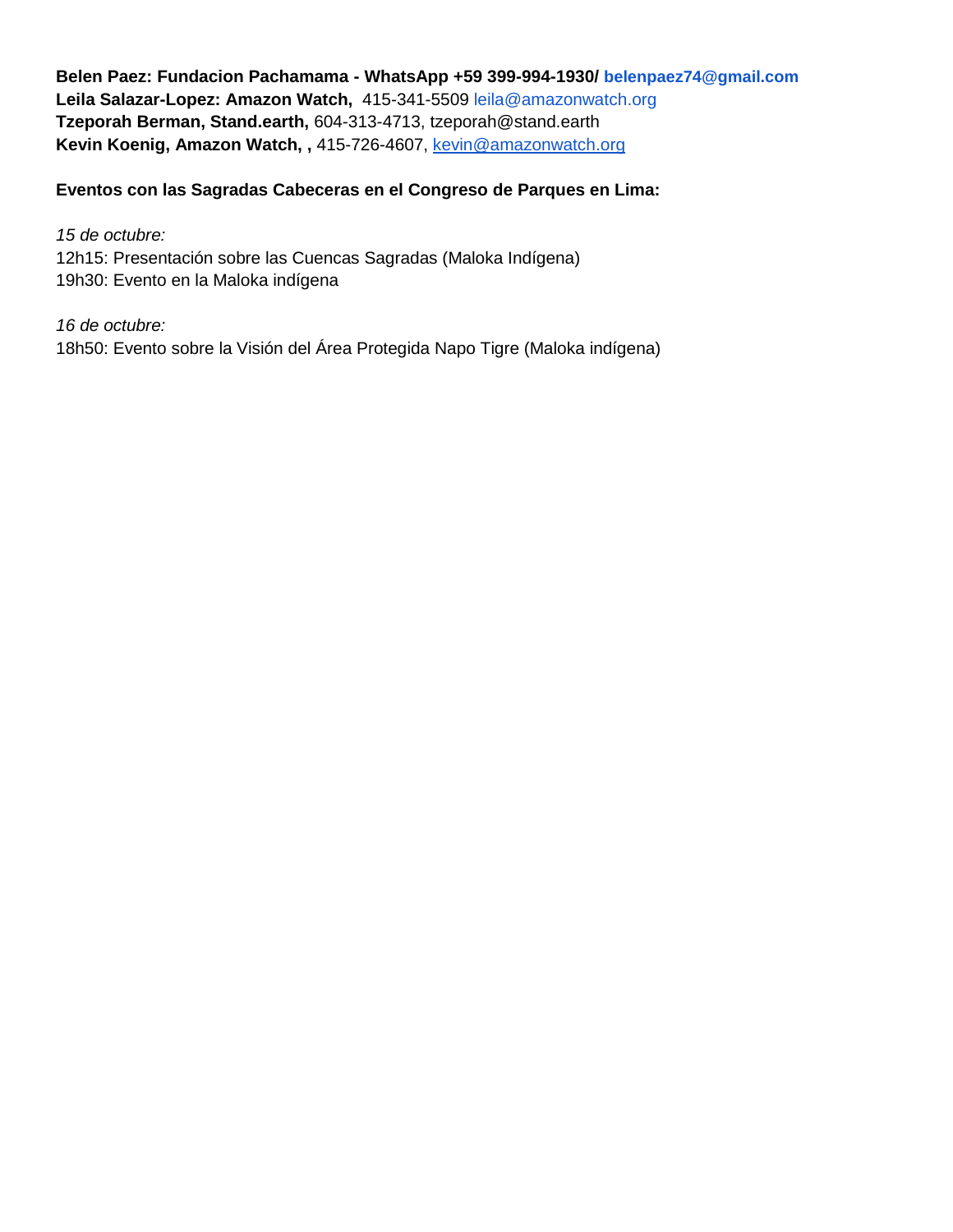**Belen Paez: Fundacion Pachamama - WhatsApp +59 399-994-1930/ belenpaez74@gmail.com**
**Leila Salazar-Lopez: Amazon Watch,** 415-341-5509 leila@amazonwatch.org
**Tzeporah Berman, Stand.earth,** 604-313-4713, tzeporah@stand.earth
**Kevin Koenig, Amazon Watch, ,** 415-726-4607, kevin@amazonwatch.org

**Eventos con las Sagradas Cabeceras en el Congreso de Parques en Lima:**

*15 de octubre:*
12h15: Presentación sobre las Cuencas Sagradas (Maloka Indígena)
19h30: Evento en la Maloka indígena

*16 de octubre:*
18h50: Evento sobre la Visión del Área Protegida Napo Tigre (Maloka indígena)